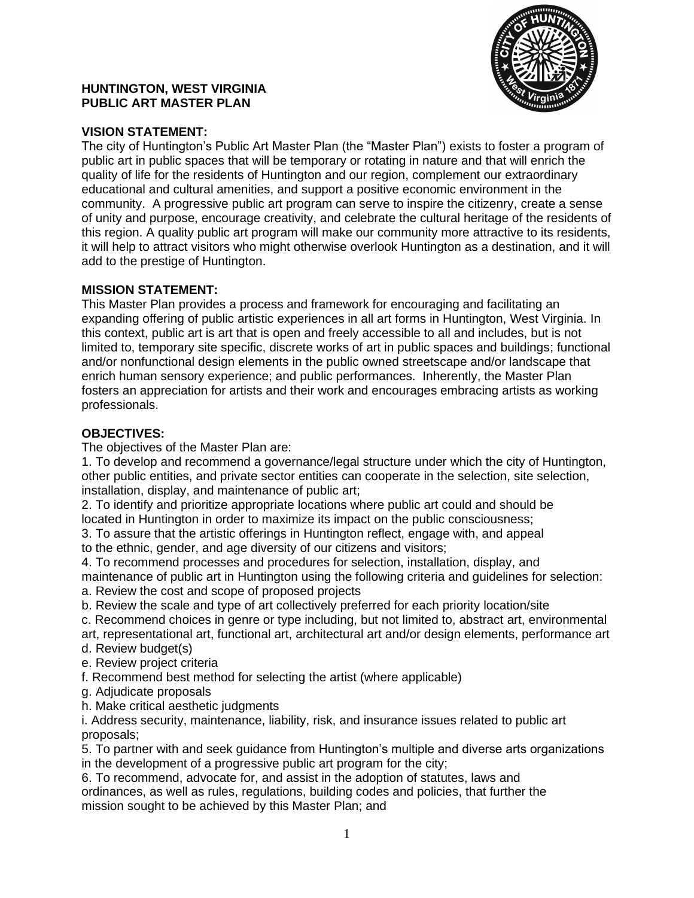# HUNTINGTON, WEST VIRGINIA
# PUBLIC ART MASTER PLAN

## VISION STATEMENT:

The city of Huntington's Public Art Master Plan (the "Master Plan") exists to foster a program of public art in public spaces that will be temporary or rotating in nature and that will enrich the quality of life for the residents of Huntington and our region, complement our extraordinary educational and cultural amenities, and support a positive economic environment in the community. A progressive public art program can serve to inspire the citizenry, create a sense of unity and purpose, encourage creativity, and celebrate the cultural heritage of the residents of this region. A quality public art program will make our community more attractive to its residents, it will help to attract visitors who might otherwise overlook Huntington as a destination, and it will add to the prestige of Huntington.

## MISSION STATEMENT:

This Master Plan provides a process and framework for encouraging and facilitating an expanding offering of public artistic experiences in all art forms in Huntington, West Virginia. In this context, public art is art that is open and freely accessible to all and includes, but is not limited to, temporary site specific, discrete works of art in public spaces and buildings; functional and/or nonfunctional design elements in the public owned streetscape and/or landscape that enrich human sensory experience; and public performances. Inherently, the Master Plan fosters an appreciation for artists and their work and encourages embracing artists as working professionals.

## OBJECTIVES:

The objectives of the Master Plan are:

1. To develop and recommend a governance/legal structure under which the city of Huntington, other public entities, and private sector entities can cooperate in the selection, site selection, installation, display, and maintenance of public art;
2. To identify and prioritize appropriate locations where public art could and should be located in Huntington in order to maximize its impact on the public consciousness;
3. To assure that the artistic offerings in Huntington reflect, engage with, and appeal to the ethnic, gender, and age diversity of our citizens and visitors;
4. To recommend processes and procedures for selection, installation, display, and maintenance of public art in Huntington using the following criteria and guidelines for selection:
   a. Review the cost and scope of proposed projects
   b. Review the scale and type of art collectively preferred for each priority location/site
   c. Recommend choices in genre or type including, but not limited to, abstract art, environmental art, representational art, functional art, architectural art and/or design elements, performance art
   d. Review budget(s)
   e. Review project criteria
   f. Recommend best method for selecting the artist (where applicable)
   g. Adjudicate proposals
   h. Make critical aesthetic judgments
   i. Address security, maintenance, liability, risk, and insurance issues related to public art proposals;
5. To partner with and seek guidance from Huntington's multiple and diverse arts organizations in the development of a progressive public art program for the city;
6. To recommend, advocate for, and assist in the adoption of statutes, laws and ordinances, as well as rules, regulations, building codes and policies, that further the mission sought to be achieved by this Master Plan; and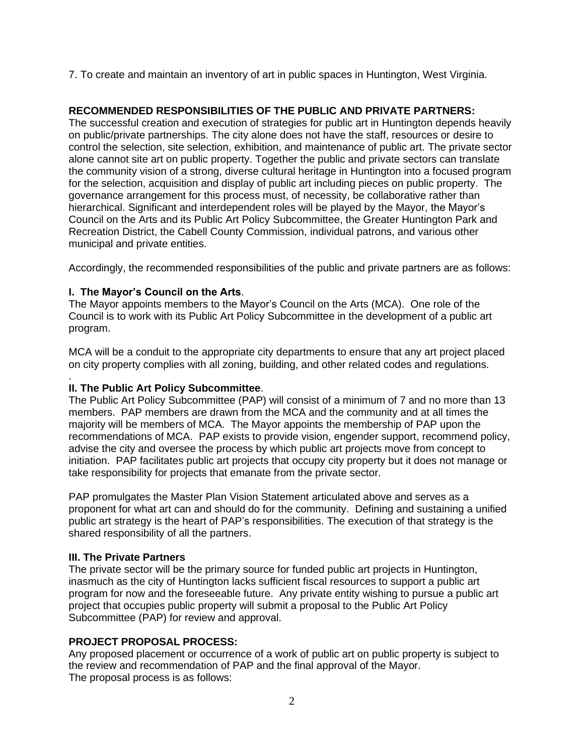7. To create and maintain an inventory of art in public spaces in Huntington, West Virginia.

**RECOMMENDED RESPONSIBILITIES OF THE PUBLIC AND PRIVATE PARTNERS:**

The successful creation and execution of strategies for public art in Huntington depends heavily on public/private partnerships. The city alone does not have the staff, resources or desire to control the selection, site selection, exhibition, and maintenance of public art. The private sector alone cannot site art on public property. Together the public and private sectors can translate the community vision of a strong, diverse cultural heritage in Huntington into a focused program for the selection, acquisition and display of public art including pieces on public property. The governance arrangement for this process must, of necessity, be collaborative rather than hierarchical. Significant and interdependent roles will be played by the Mayor, the Mayor's Council on the Arts and its Public Art Policy Subcommittee, the Greater Huntington Park and Recreation District, the Cabell County Commission, individual patrons, and various other municipal and private entities.

Accordingly, the recommended responsibilities of the public and private partners are as follows:

**I. The Mayor's Council on the Arts**.

The Mayor appoints members to the Mayor's Council on the Arts (MCA). One role of the Council is to work with its Public Art Policy Subcommittee in the development of a public art program.

MCA will be a conduit to the appropriate city departments to ensure that any art project placed on city property complies with all zoning, building, and other related codes and regulations.

**II. The Public Art Policy Subcommittee**.

The Public Art Policy Subcommittee (PAP) will consist of a minimum of 7 and no more than 13 members. PAP members are drawn from the MCA and the community and at all times the majority will be members of MCA. The Mayor appoints the membership of PAP upon the recommendations of MCA. PAP exists to provide vision, engender support, recommend policy, advise the city and oversee the process by which public art projects move from concept to initiation. PAP facilitates public art projects that occupy city property but it does not manage or take responsibility for projects that emanate from the private sector.

PAP promulgates the Master Plan Vision Statement articulated above and serves as a proponent for what art can and should do for the community. Defining and sustaining a unified public art strategy is the heart of PAP's responsibilities. The execution of that strategy is the shared responsibility of all the partners.

**III. The Private Partners**

The private sector will be the primary source for funded public art projects in Huntington, inasmuch as the city of Huntington lacks sufficient fiscal resources to support a public art program for now and the foreseeable future. Any private entity wishing to pursue a public art project that occupies public property will submit a proposal to the Public Art Policy Subcommittee (PAP) for review and approval.

**PROJECT PROPOSAL PROCESS:**

Any proposed placement or occurrence of a work of public art on public property is subject to the review and recommendation of PAP and the final approval of the Mayor.
The proposal process is as follows: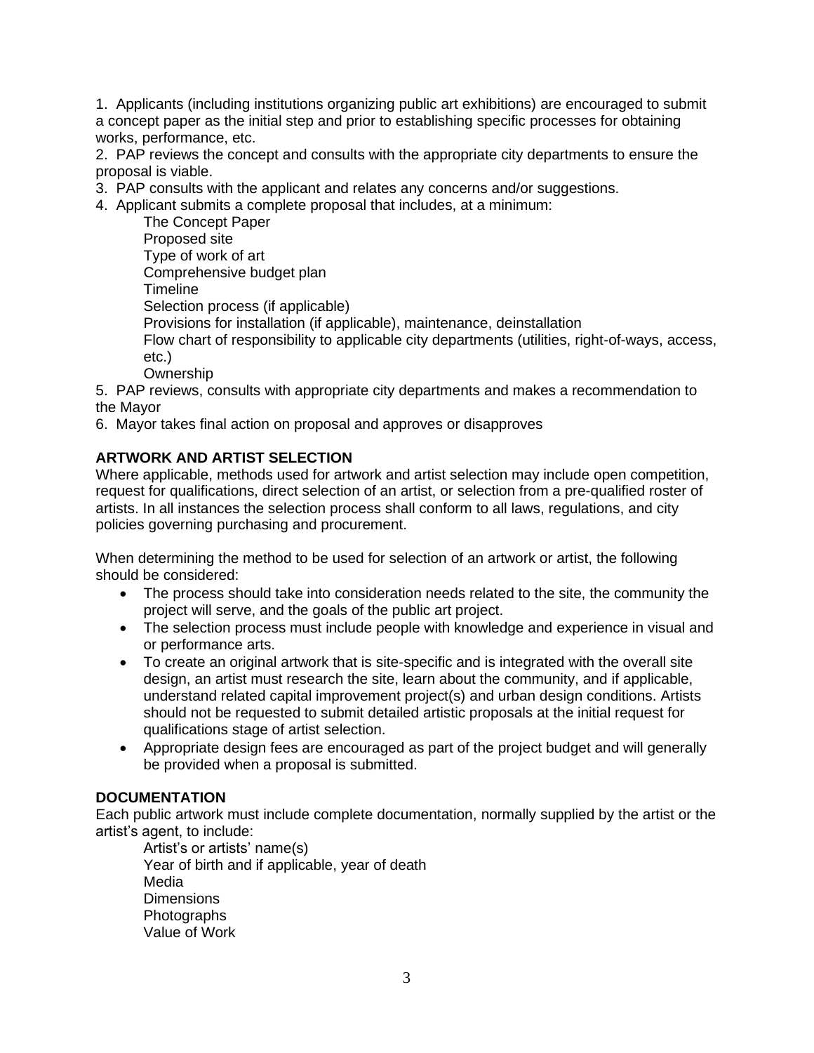1. Applicants (including institutions organizing public art exhibitions) are encouraged to submit a concept paper as the initial step and prior to establishing specific processes for obtaining works, performance, etc.
2. PAP reviews the concept and consults with the appropriate city departments to ensure the proposal is viable.
3. PAP consults with the applicant and relates any concerns and/or suggestions.
4. Applicant submits a complete proposal that includes, at a minimum:
    - The Concept Paper
    - Proposed site
    - Type of work of art
    - Comprehensive budget plan
    - Timeline
    - Selection process (if applicable)
    - Provisions for installation (if applicable), maintenance, deinstallation
    - Flow chart of responsibility to applicable city departments (utilities, right-of-ways, access, etc.)
    - Ownership
5. PAP reviews, consults with appropriate city departments and makes a recommendation to the Mayor
6. Mayor takes final action on proposal and approves or disapproves

**ARTWORK AND ARTIST SELECTION**

Where applicable, methods used for artwork and artist selection may include open competition, request for qualifications, direct selection of an artist, or selection from a pre-qualified roster of artists. In all instances the selection process shall conform to all laws, regulations, and city policies governing purchasing and procurement.

When determining the method to be used for selection of an artwork or artist, the following should be considered:

- The process should take into consideration needs related to the site, the community the project will serve, and the goals of the public art project.
- The selection process must include people with knowledge and experience in visual and or performance arts.
- To create an original artwork that is site-specific and is integrated with the overall site design, an artist must research the site, learn about the community, and if applicable, understand related capital improvement project(s) and urban design conditions. Artists should not be requested to submit detailed artistic proposals at the initial request for qualifications stage of artist selection.
- Appropriate design fees are encouraged as part of the project budget and will generally be provided when a proposal is submitted.

**DOCUMENTATION**

Each public artwork must include complete documentation, normally supplied by the artist or the artist's agent, to include:

- Artist's or artists' name(s)
- Year of birth and if applicable, year of death
- Media
- Dimensions
- Photographs
- Value of Work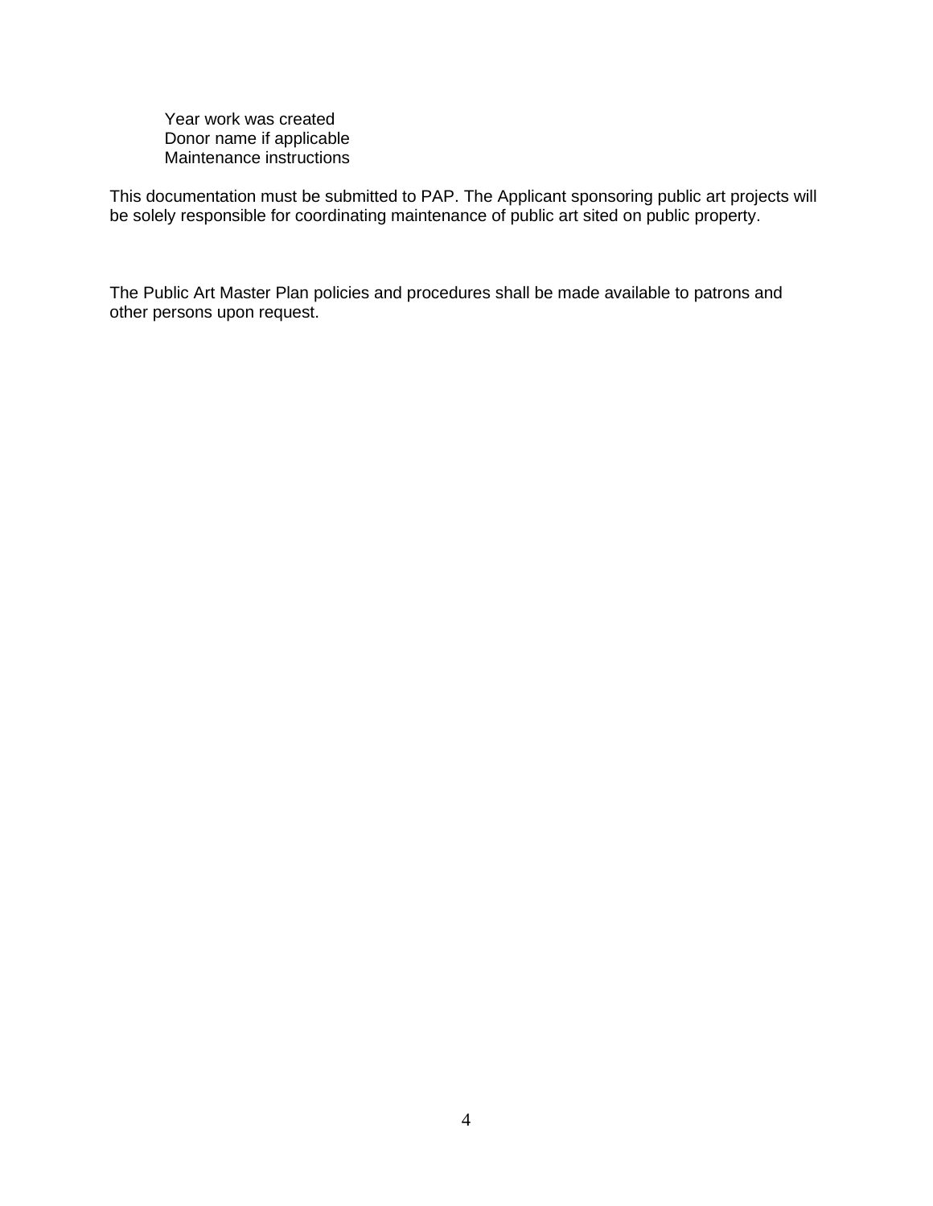Year work was created
Donor name if applicable
Maintenance instructions

This documentation must be submitted to PAP. The Applicant sponsoring public art projects will be solely responsible for coordinating maintenance of public art sited on public property.

The Public Art Master Plan policies and procedures shall be made available to patrons and other persons upon request.